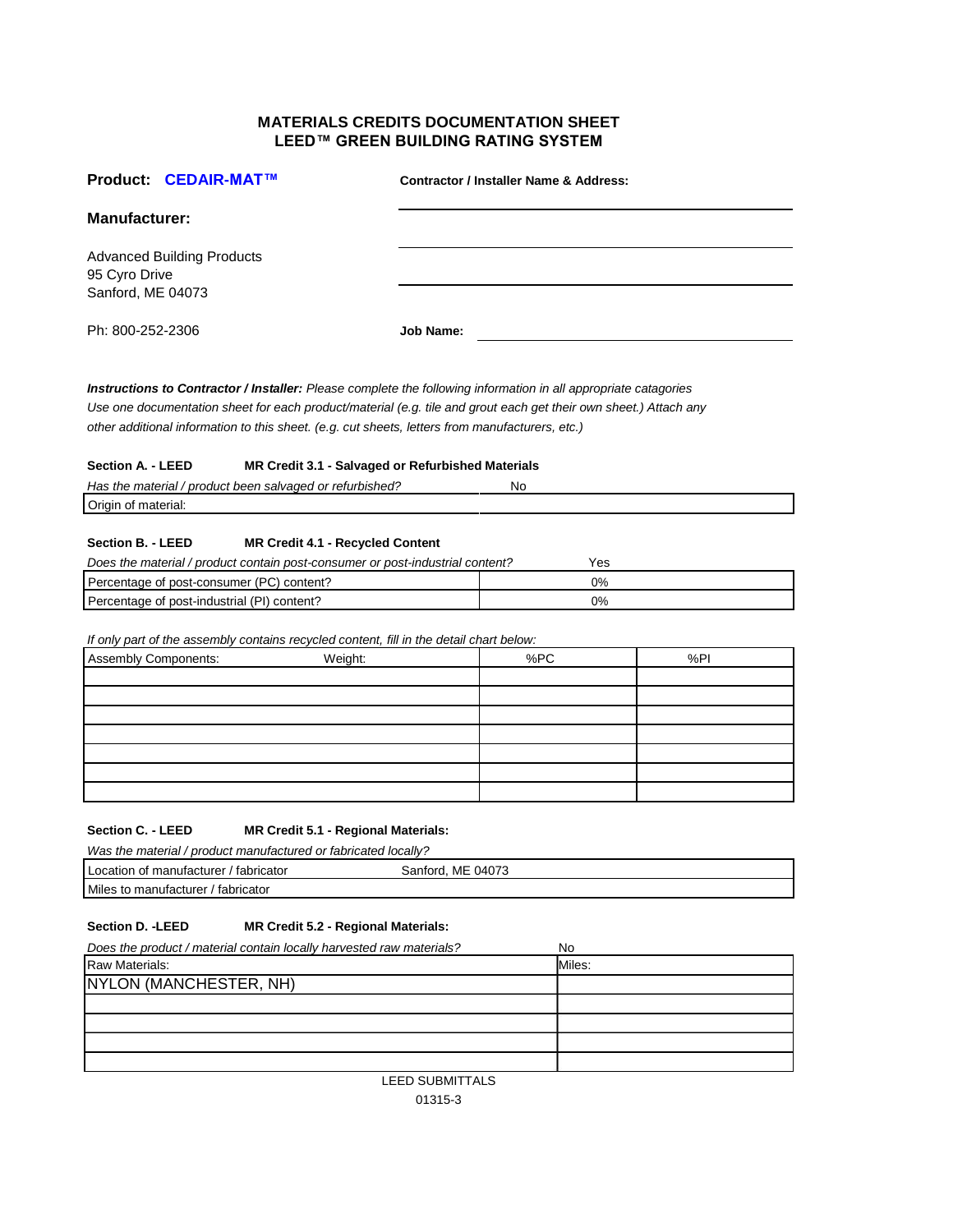# MATERIALS CREDITS DOCUMENTATION SHEET
## LEED™ GREEN BUILDING RATING SYSTEM

**Product: CEDAIR-MAT™**

**Contractor / Installer Name & Address:**

**Manufacturer:**

Advanced Building Products
95 Cyro Drive
Sanford, ME 04073

Ph: 800-252-2306

**Job Name:**

***Instructions to Contractor / Installer:*** *Please complete the following information in all appropriate catagories Use one documentation sheet for each product/material (e.g. tile and grout each get their own sheet.) Attach any other additional information to this sheet. (e.g. cut sheets, letters from manufacturers, etc.)*

**Section A. - LEED** **MR Credit 3.1 - Salvaged or Refurbished Materials**

| *Has the material / product been salvaged or refurbished?* | No |
|---|---|
| Origin of material: | |

**Section B. - LEED** **MR Credit 4.1 - Recycled Content**

| *Does the material / product contain post-consumer or post-industrial content?* | Yes |
|---|---|
| Percentage of post-consumer (PC) content? | 0% |
| Percentage of post-industrial (PI) content? | 0% |

*If only part of the assembly contains recycled content, fill in the detail chart below:*

| Assembly Components: | Weight: | %PC | %PI |
|---|---|---|---|
| | | | |
| | | | |
| | | | |
| | | | |
| | | | |
| | | | |
| | | | |

**Section C. - LEED** **MR Credit 5.1 - Regional Materials:**

*Was the material / product manufactured or fabricated locally?*

| Location of manufacturer / fabricator | Sanford, ME 04073 |
|---|---|
| Miles to manufacturer / fabricator | |

**Section D. -LEED** **MR Credit 5.2 - Regional Materials:**

| *Does the product / material contain locally harvested raw materials?* | No |
|---|---|
| Raw Materials: | Miles: |
| NYLON (MANCHESTER, NH) | |
| | |
| | |
| | |
| | |

LEED SUBMITTALS
01315-3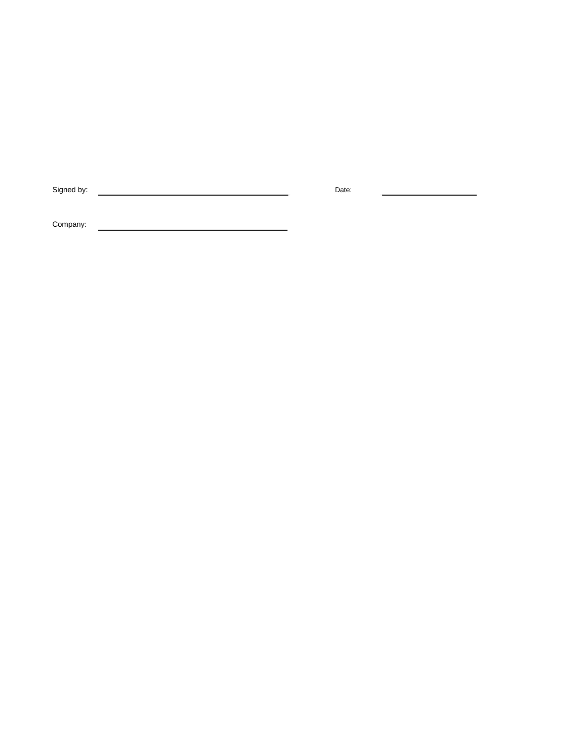Signed by: \_\_\_\_\_\_\_\_\_\_\_\_\_\_\_\_\_\_\_\_\_\_\_\_\_\_\_\_\_\_ Date: \_\_\_\_\_\_\_\_\_\_\_\_\_\_\_

Company: \_\_\_\_\_\_\_\_\_\_\_\_\_\_\_\_\_\_\_\_\_\_\_\_\_\_\_\_\_\_